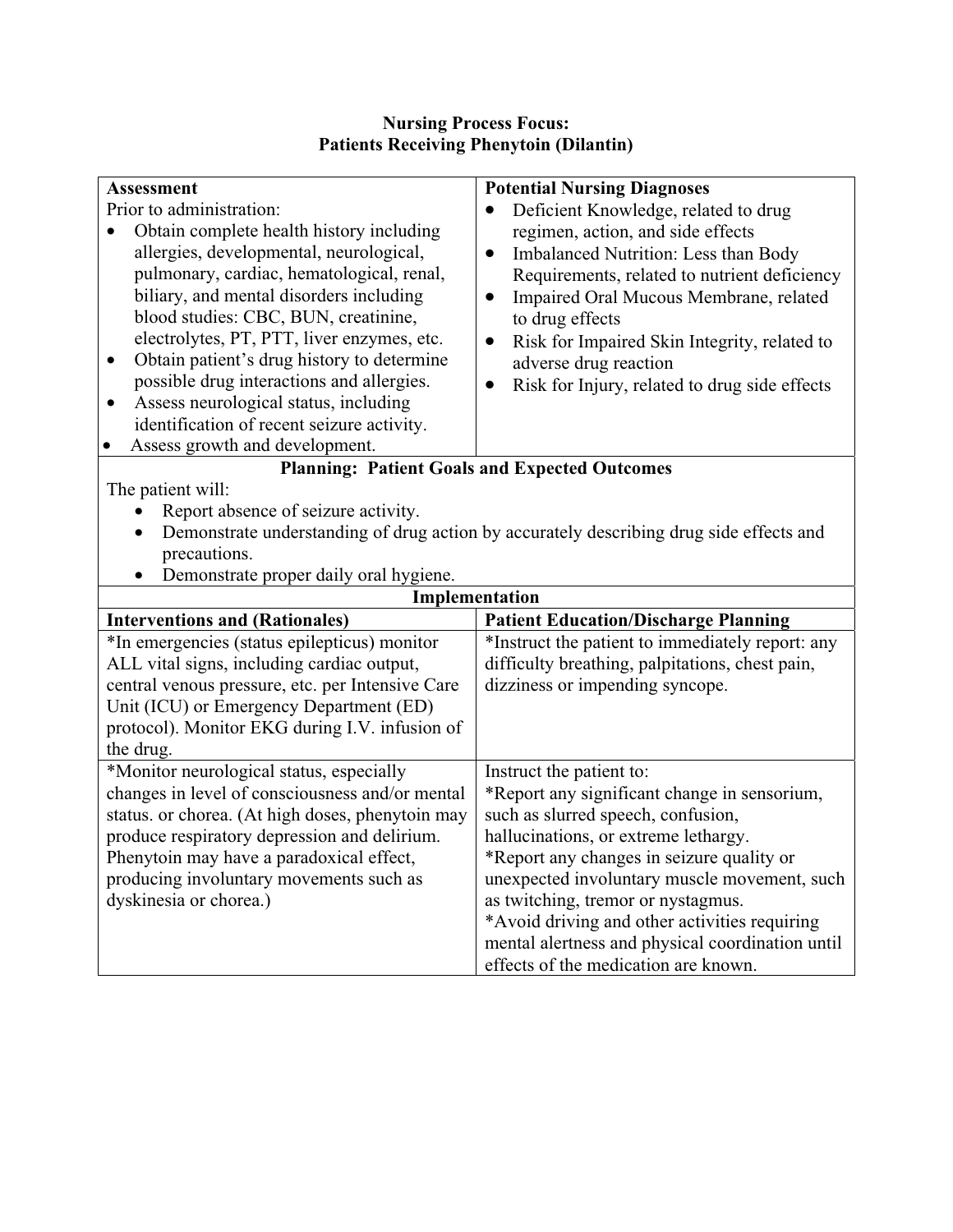# Nursing Process Focus: Patients Receiving Phenytoin (Dilantin)

| Assessment | Potential Nursing Diagnoses |
|---|---|
| Prior to administration:<br>• Obtain complete health history including allergies, developmental, neurological, pulmonary, cardiac, hematological, renal, biliary, and mental disorders including blood studies: CBC, BUN, creatinine, electrolytes, PT, PTT, liver enzymes, etc.<br>• Obtain patient's drug history to determine possible drug interactions and allergies.<br>• Assess neurological status, including identification of recent seizure activity.<br>• Assess growth and development. | • Deficient Knowledge, related to drug regimen, action, and side effects<br>• Imbalanced Nutrition: Less than Body Requirements, related to nutrient deficiency<br>• Impaired Oral Mucous Membrane, related to drug effects<br>• Risk for Impaired Skin Integrity, related to adverse drug reaction<br>• Risk for Injury, related to drug side effects |
| **Planning: Patient Goals and Expected Outcomes** | |
| The patient will:<br>• Report absence of seizure activity.<br>• Demonstrate understanding of drug action by accurately describing drug side effects and precautions.<br>• Demonstrate proper daily oral hygiene. | |
| **Implementation** | |
| **Interventions and (Rationales)** | **Patient Education/Discharge Planning** |
| *In emergencies (status epilepticus) monitor ALL vital signs, including cardiac output, central venous pressure, etc. per Intensive Care Unit (ICU) or Emergency Department (ED) protocol). Monitor EKG during I.V. infusion of the drug. | *Instruct the patient to immediately report: any difficulty breathing, palpitations, chest pain, dizziness or impending syncope. |
| *Monitor neurological status, especially changes in level of consciousness and/or mental status. or chorea. (At high doses, phenytoin may produce respiratory depression and delirium. Phenytoin may have a paradoxical effect, producing involuntary movements such as dyskinesia or chorea.) | Instruct the patient to:<br>*Report any significant change in sensorium, such as slurred speech, confusion, hallucinations, or extreme lethargy.<br>*Report any changes in seizure quality or unexpected involuntary muscle movement, such as twitching, tremor or nystagmus.<br>*Avoid driving and other activities requiring mental alertness and physical coordination until effects of the medication are known. |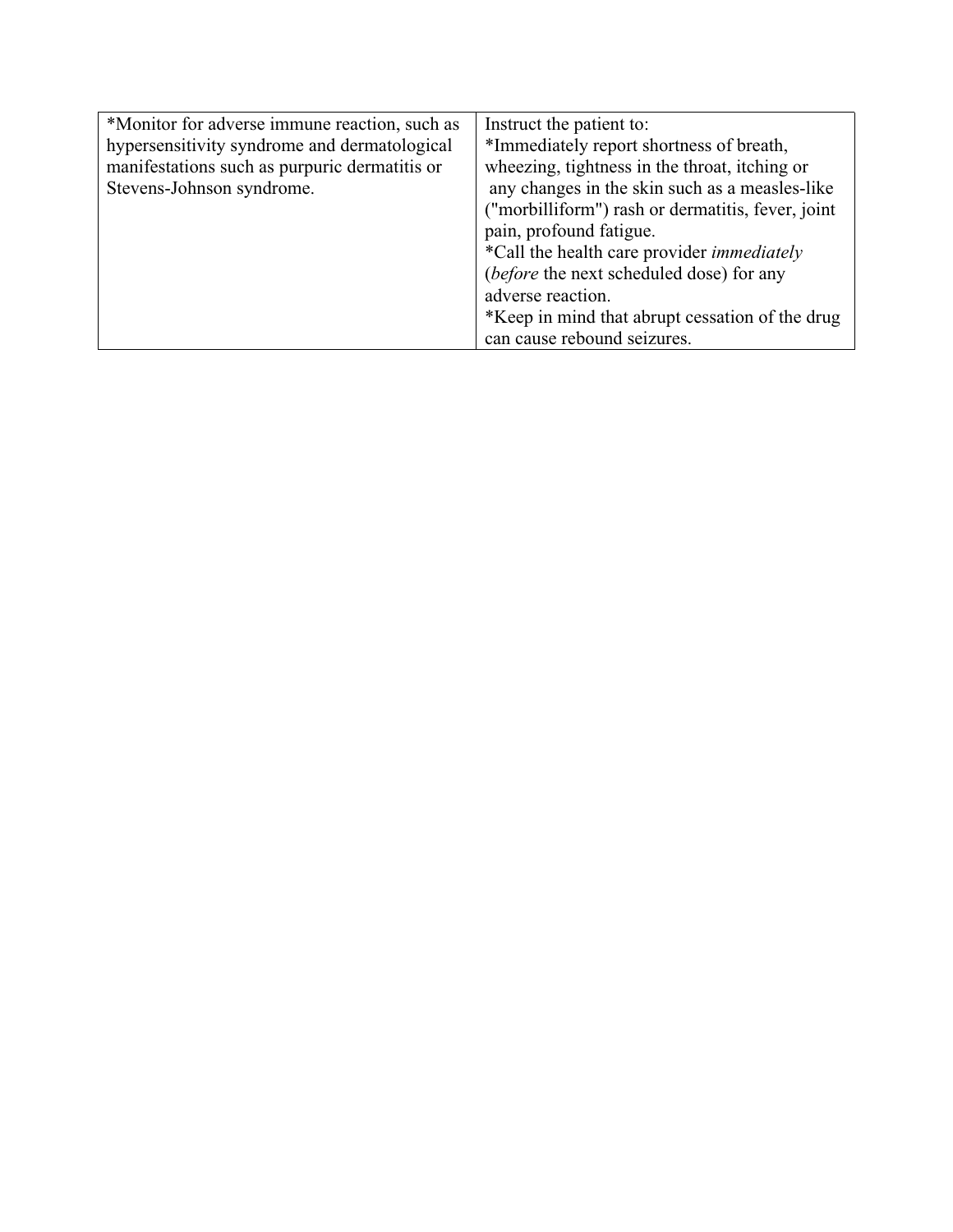| | |
|---|---|
| *Monitor for adverse immune reaction, such as hypersensitivity syndrome and dermatological manifestations such as purpuric dermatitis or Stevens-Johnson syndrome. | Instruct the patient to:<br>*Immediately report shortness of breath, wheezing, tightness in the throat, itching or any changes in the skin such as a measles-like ("morbilliform") rash or dermatitis, fever, joint pain, profound fatigue.<br>*Call the health care provider *immediately* (*before* the next scheduled dose) for any adverse reaction.<br>*Keep in mind that abrupt cessation of the drug can cause rebound seizures. |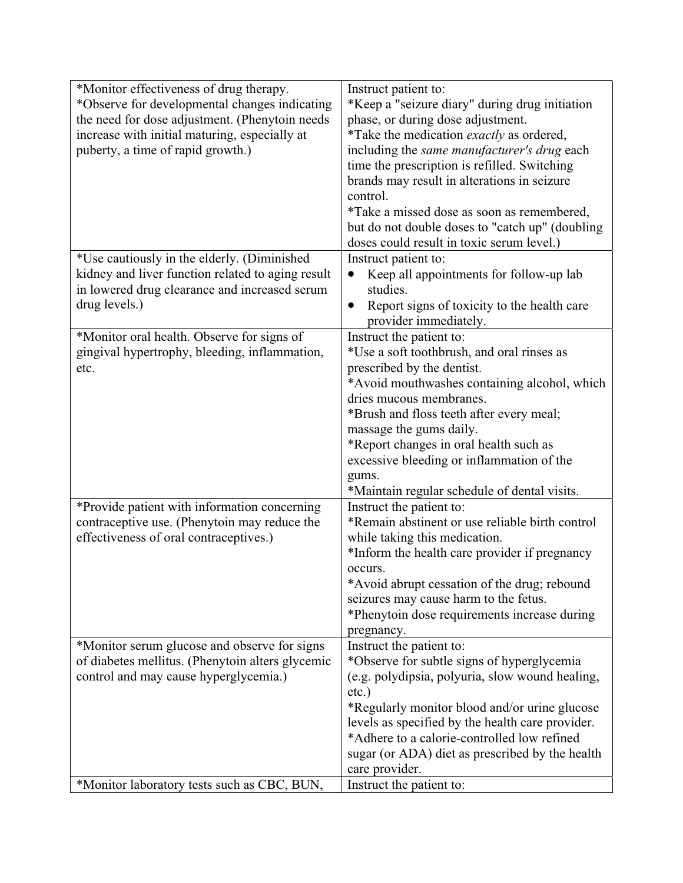| | |
|---|---|
| *Monitor effectiveness of drug therapy.<br>*Observe for developmental changes indicating the need for dose adjustment. (Phenytoin needs increase with initial maturing, especially at puberty, a time of rapid growth.) | Instruct patient to:<br>*Keep a "seizure diary" during drug initiation phase, or during dose adjustment.<br>*Take the medication *exactly* as ordered, including the *same manufacturer's drug* each time the prescription is refilled. Switching brands may result in alterations in seizure control.<br>*Take a missed dose as soon as remembered, but do not double doses to "catch up" (doubling doses could result in toxic serum level.) |
| *Use cautiously in the elderly. (Diminished kidney and liver function related to aging result in lowered drug clearance and increased serum drug levels.) | Instruct patient to:<br>• Keep all appointments for follow-up lab studies.<br>• Report signs of toxicity to the health care provider immediately. |
| *Monitor oral health. Observe for signs of gingival hypertrophy, bleeding, inflammation, etc. | Instruct the patient to:<br>*Use a soft toothbrush, and oral rinses as prescribed by the dentist.<br>*Avoid mouthwashes containing alcohol, which dries mucous membranes.<br>*Brush and floss teeth after every meal; massage the gums daily.<br>*Report changes in oral health such as excessive bleeding or inflammation of the gums.<br>*Maintain regular schedule of dental visits. |
| *Provide patient with information concerning contraceptive use. (Phenytoin may reduce the effectiveness of oral contraceptives.) | Instruct the patient to:<br>*Remain abstinent or use reliable birth control while taking this medication.<br>*Inform the health care provider if pregnancy occurs.<br>*Avoid abrupt cessation of the drug; rebound seizures may cause harm to the fetus.<br>*Phenytoin dose requirements increase during pregnancy. |
| *Monitor serum glucose and observe for signs of diabetes mellitus. (Phenytoin alters glycemic control and may cause hyperglycemia.) | Instruct the patient to:<br>*Observe for subtle signs of hyperglycemia (e.g. polydipsia, polyuria, slow wound healing, etc.)<br>*Regularly monitor blood and/or urine glucose levels as specified by the health care provider.<br>*Adhere to a calorie-controlled low refined sugar (or ADA) diet as prescribed by the health care provider. |
| *Monitor laboratory tests such as CBC, BUN, | Instruct the patient to: |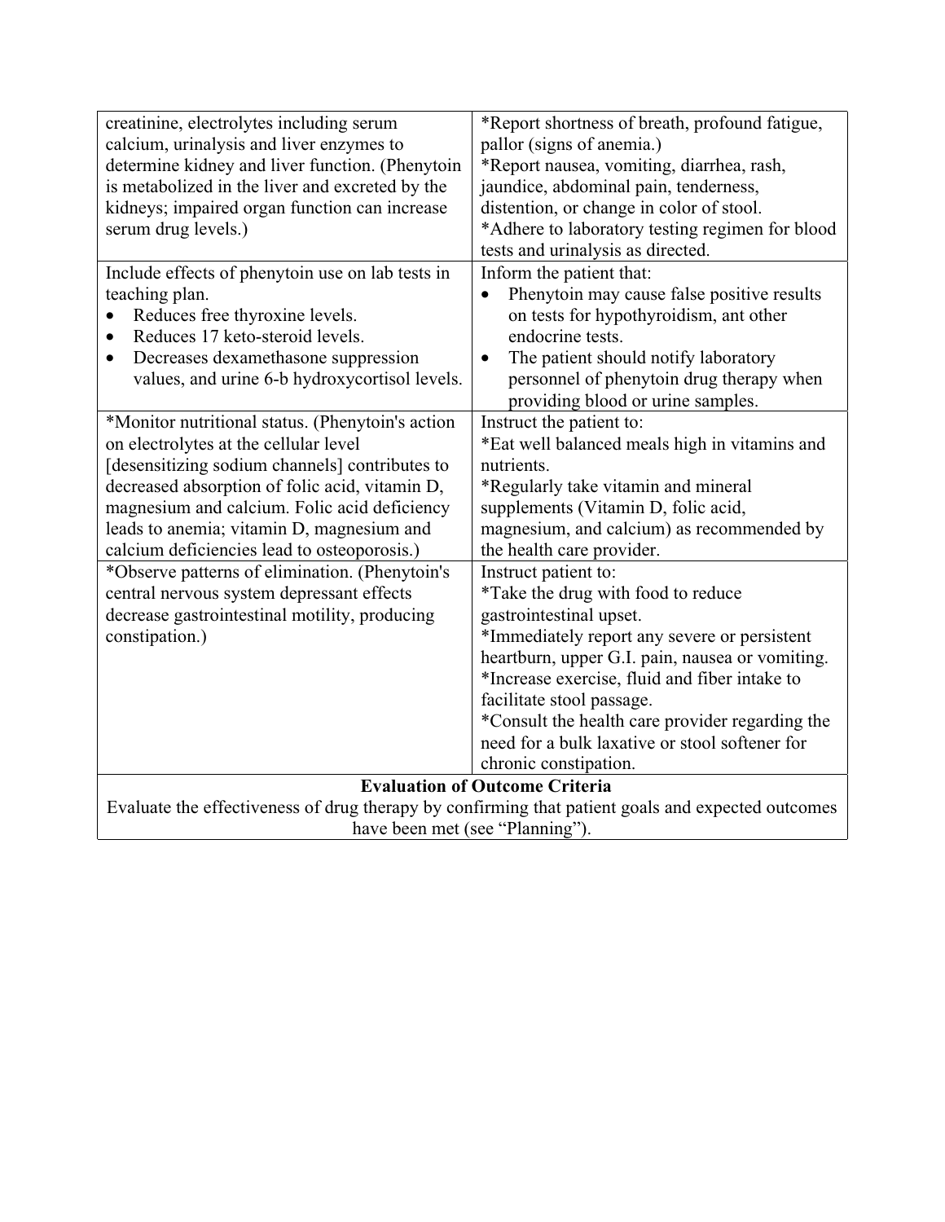| | |
|---|---|
| creatinine, electrolytes including serum calcium, urinalysis and liver enzymes to determine kidney and liver function. (Phenytoin is metabolized in the liver and excreted by the kidneys; impaired organ function can increase serum drug levels.) | *Report shortness of breath, profound fatigue, pallor (signs of anemia.)<br>*Report nausea, vomiting, diarrhea, rash, jaundice, abdominal pain, tenderness, distention, or change in color of stool.<br>*Adhere to laboratory testing regimen for blood tests and urinalysis as directed. |
| Include effects of phenytoin use on lab tests in teaching plan.<br>• Reduces free thyroxine levels.<br>• Reduces 17 keto-steroid levels.<br>• Decreases dexamethasone suppression values, and urine 6-b hydroxycortisol levels. | Inform the patient that:<br>• Phenytoin may cause false positive results on tests for hypothyroidism, ant other endocrine tests.<br>• The patient should notify laboratory personnel of phenytoin drug therapy when providing blood or urine samples. |
| *Monitor nutritional status. (Phenytoin's action on electrolytes at the cellular level [desensitizing sodium channels] contributes to decreased absorption of folic acid, vitamin D, magnesium and calcium. Folic acid deficiency leads to anemia; vitamin D, magnesium and calcium deficiencies lead to osteoporosis.) | Instruct the patient to:<br>*Eat well balanced meals high in vitamins and nutrients.<br>*Regularly take vitamin and mineral supplements (Vitamin D, folic acid, magnesium, and calcium) as recommended by the health care provider. |
| *Observe patterns of elimination. (Phenytoin's central nervous system depressant effects decrease gastrointestinal motility, producing constipation.) | Instruct patient to:<br>*Take the drug with food to reduce gastrointestinal upset.<br>*Immediately report any severe or persistent heartburn, upper G.I. pain, nausea or vomiting.<br>*Increase exercise, fluid and fiber intake to facilitate stool passage.<br>*Consult the health care provider regarding the need for a bulk laxative or stool softener for chronic constipation. |
| **Evaluation of Outcome Criteria** | |
| Evaluate the effectiveness of drug therapy by confirming that patient goals and expected outcomes have been met (see "Planning"). | |